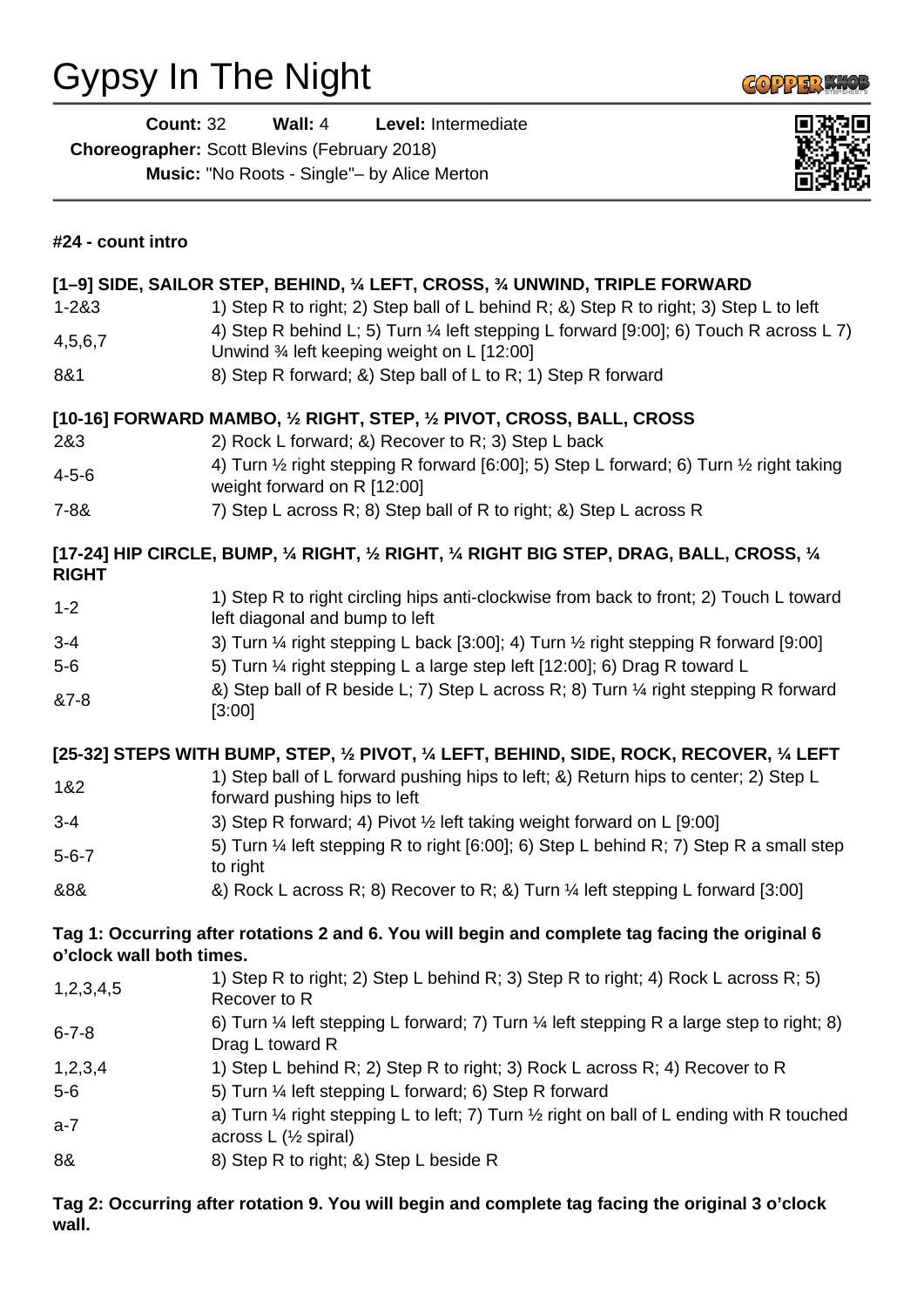# Gypsy In The Night

**Count:** 32 **Wall:** 4 **Level:** Intermediate

**Choreographer:** Scott Blevins (February 2018)

**Music:** "No Roots - Single"– by Alice Merton

**#24 - count intro**

**[1–9] SIDE, SAILOR STEP, BEHIND, ¼ LEFT, CROSS, ¾ UNWIND, TRIPLE FORWARD**

| | |
|---|---|
| 1-2&3 | 1) Step R to right; 2) Step ball of L behind R; &) Step R to right; 3) Step L to left |
| 4,5,6,7 | 4) Step R behind L; 5) Turn ¼ left stepping L forward [9:00]; 6) Touch R across L 7) Unwind ¾ left keeping weight on L [12:00] |
| 8&1 | 8) Step R forward; &) Step ball of L to R; 1) Step R forward |

**[10-16] FORWARD MAMBO, ½ RIGHT, STEP, ½ PIVOT, CROSS, BALL, CROSS**

| | |
|---|---|
| 2&3 | 2) Rock L forward; &) Recover to R; 3) Step L back |
| 4-5-6 | 4) Turn ½ right stepping R forward [6:00]; 5) Step L forward; 6) Turn ½ right taking weight forward on R [12:00] |
| 7-8& | 7) Step L across R; 8) Step ball of R to right; &) Step L across R |

**[17-24] HIP CIRCLE, BUMP, ¼ RIGHT, ½ RIGHT, ¼ RIGHT BIG STEP, DRAG, BALL, CROSS, ¼ RIGHT**

| | |
|---|---|
| 1-2 | 1) Step R to right circling hips anti-clockwise from back to front; 2) Touch L toward left diagonal and bump to left |
| 3-4 | 3) Turn ¼ right stepping L back [3:00]; 4) Turn ½ right stepping R forward [9:00] |
| 5-6 | 5) Turn ¼ right stepping L a large step left [12:00]; 6) Drag R toward L |
| &7-8 | &) Step ball of R beside L; 7) Step L across R; 8) Turn ¼ right stepping R forward [3:00] |

**[25-32] STEPS WITH BUMP, STEP, ½ PIVOT, ¼ LEFT, BEHIND, SIDE, ROCK, RECOVER, ¼ LEFT**

| | |
|---|---|
| 1&2 | 1) Step ball of L forward pushing hips to left; &) Return hips to center; 2) Step L forward pushing hips to left |
| 3-4 | 3) Step R forward; 4) Pivot ½ left taking weight forward on L [9:00] |
| 5-6-7 | 5) Turn ¼ left stepping R to right [6:00]; 6) Step L behind R; 7) Step R a small step to right |
| &8& | &) Rock L across R; 8) Recover to R; &) Turn ¼ left stepping L forward [3:00] |

**Tag 1: Occurring after rotations 2 and 6. You will begin and complete tag facing the original 6 o'clock wall both times.**

| | |
|---|---|
| 1,2,3,4,5 | 1) Step R to right; 2) Step L behind R; 3) Step R to right; 4) Rock L across R; 5) Recover to R |
| 6-7-8 | 6) Turn ¼ left stepping L forward; 7) Turn ¼ left stepping R a large step to right; 8) Drag L toward R |
| 1,2,3,4 | 1) Step L behind R; 2) Step R to right; 3) Rock L across R; 4) Recover to R |
| 5-6 | 5) Turn ¼ left stepping L forward; 6) Step R forward |
| a-7 | a) Turn ¼ right stepping L to left; 7) Turn ½ right on ball of L ending with R touched across L (½ spiral) |
| 8& | 8) Step R to right; &) Step L beside R |

**Tag 2: Occurring after rotation 9. You will begin and complete tag facing the original 3 o'clock wall.**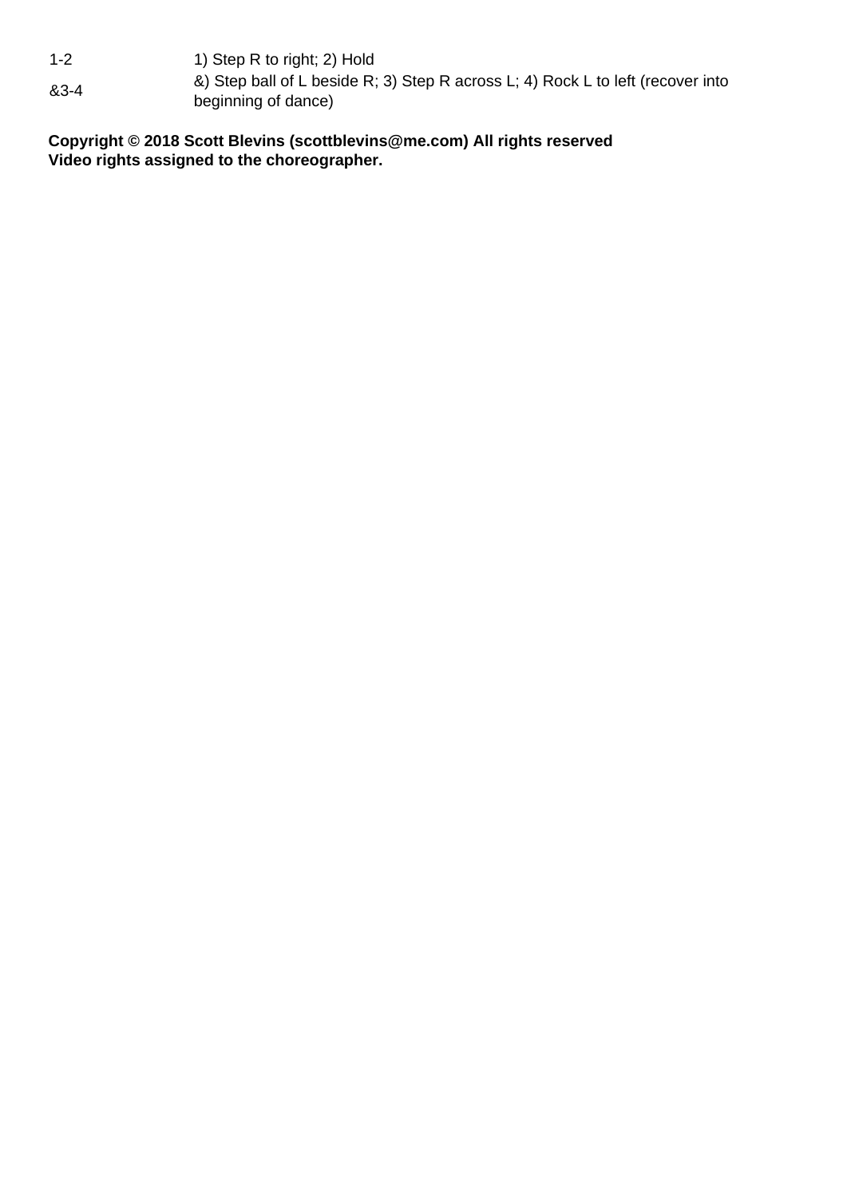| | |
|---|---|
| 1-2 | 1) Step R to right; 2) Hold |
| &3-4 | &) Step ball of L beside R; 3) Step R across L; 4) Rock L to left (recover into beginning of dance) |

**Copyright © 2018 Scott Blevins (scottblevins@me.com) All rights reserved**
**Video rights assigned to the choreographer.**